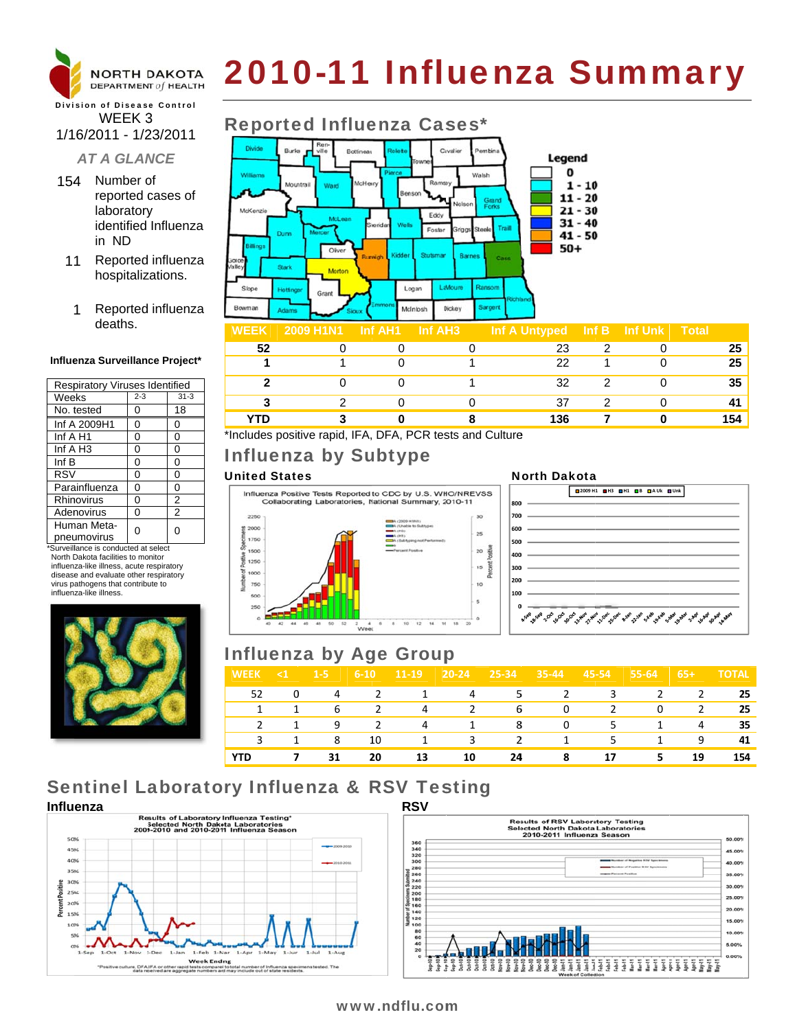NORTH DAKOTA DEPARTMENT of HEALTH

Division of Disease Control

# 2010-11 Influenza Summary

WEEK 3
1/16/2011 - 1/23/2011

*AT A GLANCE*

154 Number of reported cases of laboratory identified Influenza in ND

11 Reported influenza hospitalizations.

1 Reported influenza deaths.

## Reported Influenza Cases*

| WEEK | 2009 H1N1 | Inf AH1 | Inf AH3 | Inf A Untyped | Inf B | Inf Unk | Total |
|---|---|---|---|---|---|---|---|
| 52 | 0 | 0 | 0 | 23 | 2 | 0 | 25 |
| 1 | 1 | 0 | 1 | 22 | 1 | 0 | 25 |
| 2 | 0 | 0 | 1 | 32 | 2 | 0 | 35 |
| 3 | 2 | 0 | 0 | 37 | 2 | 0 | 41 |
| YTD | 3 | 0 | 8 | 136 | 7 | 0 | 154 |

*Includes positive rapid, IFA, DFA, PCR tests and Culture

### Influenza Surveillance Project*

| Respiratory Viruses Identified | | |
|---|---|---|
| Weeks | 2-3 | 31-3 |
| No. tested | 0 | 18 |
| Inf A 2009H1 | 0 | 0 |
| Inf A H1 | 0 | 0 |
| Inf A H3 | 0 | 0 |
| Inf B | 0 | 0 |
| RSV | 0 | 0 |
| Parainfluenza | 0 | 0 |
| Rhinovirus | 0 | 2 |
| Adenovirus | 0 | 2 |
| Human Meta-pneumovirus | 0 | 0 |

*Surveillance is conducted at select North Dakota facilities to monitor influenza-like illness, acute respiratory disease and evaluate other respiratory virus pathogens that contribute to influenza-like illness.

## Influenza by Subtype

### United States

### North Dakota

## Influenza by Age Group

| WEEK | <1 | 1-5 | 6-10 | 11-19 | 20-24 | 25-34 | 35-44 | 45-54 | 55-64 | 65+ | TOTAL |
|---|---|---|---|---|---|---|---|---|---|---|---|
| 52 | 0 | 4 | 2 | 1 | 4 | 5 | 2 | 3 | 2 | 2 | 25 |
| 1 | 1 | 6 | 2 | 4 | 2 | 6 | 0 | 2 | 0 | 2 | 25 |
| 2 | 1 | 9 | 2 | 4 | 1 | 8 | 0 | 5 | 1 | 4 | 35 |
| 3 | 1 | 8 | 10 | 1 | 3 | 2 | 1 | 5 | 1 | 9 | 41 |
| YTD | 7 | 31 | 20 | 13 | 10 | 24 | 8 | 17 | 5 | 19 | 154 |

## Sentinel Laboratory Influenza & RSV Testing

### Influenza

### RSV

www.ndflu.com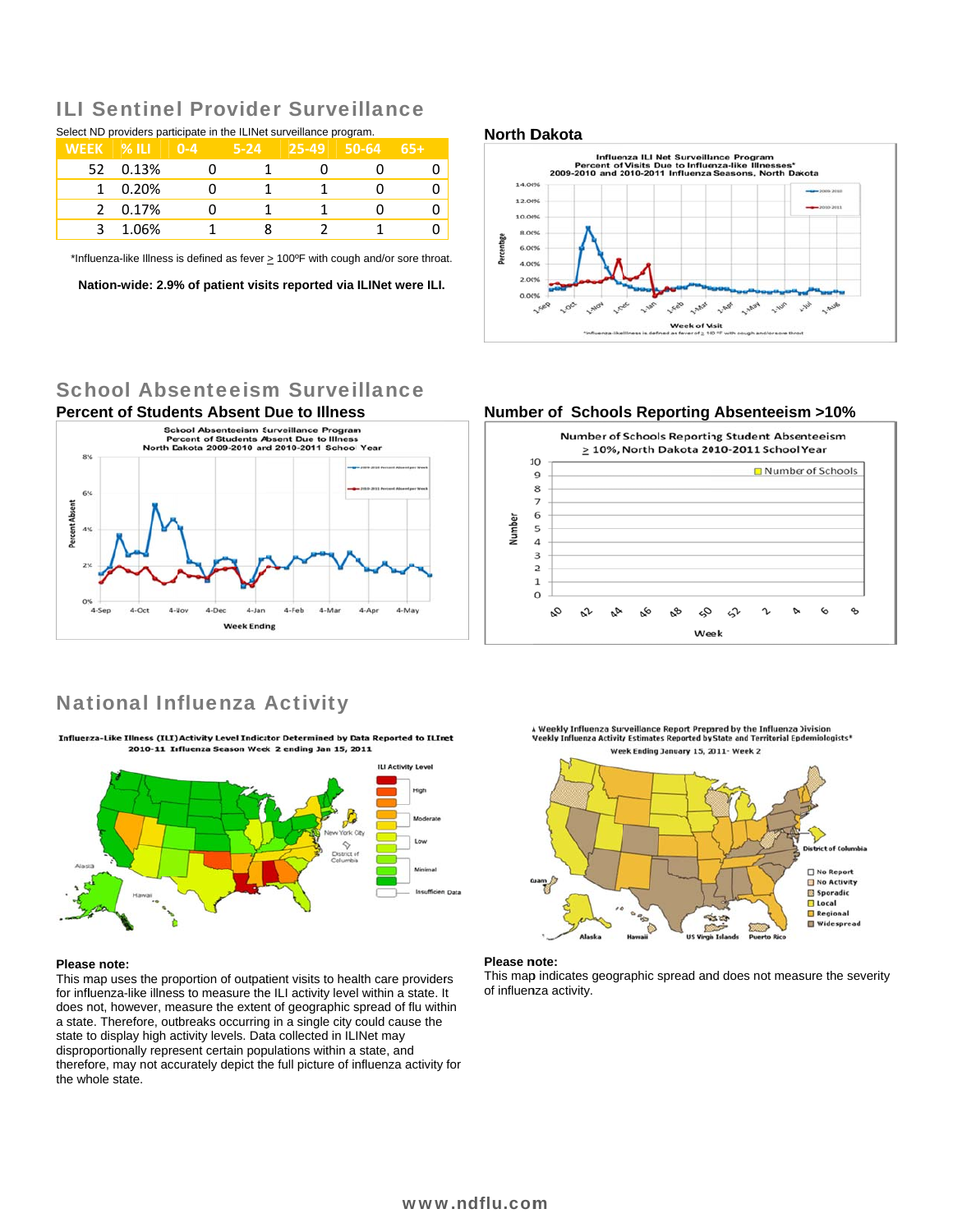## ILI Sentinel Provider Surveillance

Select ND providers participate in the ILINet surveillance program.

| WEEK | % ILI | 0-4 | 5-24 | 25-49 | 50-64 | 65+ |
|---|---|---|---|---|---|---|
| 52 | 0.13% | 0 | 1 | 0 | 0 | 0 |
| 1 | 0.20% | 0 | 1 | 1 | 0 | 0 |
| 2 | 0.17% | 0 | 1 | 1 | 0 | 0 |
| 3 | 1.06% | 1 | 8 | 2 | 1 | 0 |

*Influenza-like Illness is defined as fever ≥ 100ºF with cough and/or sore throat.

**Nation-wide: 2.9% of patient visits reported via ILINet were ILI.**

**North Dakota**

Influenza ILI Net Surveillance Program
Percent of Visits Due to Influenza-like Illnesses*
2009-2010 and 2010-2011 Influenza Seasons, North Dakota

14.00%
12.00%
10.00%
8.00%
6.00%
4.00%
2.00%
0.00%

Percentage

1-Sep 1-Oct 1-Nov 1-Dec 1-Jan 1-Feb 1-Mar 1-Apr 1-May 1-Jun 1-Jul 1-Aug

Week of Visit

2009-2010
2010-2011

*Influenza-likeillness is defined as fever of ≥ 100 ºF with cough and/or sore throat

## School Absenteeism Surveillance

**Percent of Students Absent Due to Illness**

School Absenteeism Surveillance Program
Percent of Students Absent Due to Illness
North Dakota 2009-2010 and 2010-2011 School Year

8%
6%
4%
2%
0%

Percent Absent

4-Sep 4-Oct 4-Nov 4-Dec 4-Jan 4-Feb 4-Mar 4-Apr 4-May

Week Ending

2009-2010 Percent Absent per Week
2010-2011 Percent Absent per Week

**Number of Schools Reporting Absenteeism >10%**

Number of Schools Reporting Student Absenteeism
≥ 10%, North Dakota 2010-2011 School Year

10
9
8
7
6
5
4
3
2
1
0

Number

40 42 44 46 48 50 52 2 4 6 8

Week

Number of Schools

## National Influenza Activity

Influenza-Like Illness (ILI) Activity Level Indicator Determined by Data Reported to ILINet
2010-11 Influenza Season Week 2 ending Jan 15, 2011

ILI Activity Level
High
Moderate
Low
Minimal
Insufficient Data

New York City
District of Columbia
Alaska
Hawaii

**Please note:**
This map uses the proportion of outpatient visits to health care providers for influenza-like illness to measure the ILI activity level within a state. It does not, however, measure the extent of geographic spread of flu within a state. Therefore, outbreaks occurring in a single city could cause the state to display high activity levels. Data collected in ILINet may disproportionally represent certain populations within a state, and therefore, may not accurately depict the full picture of influenza activity for the whole state.

A Weekly Influenza Surveillance Report Prepared by the Influenza Division
Weekly Influenza Activity Estimates Reported by State and Territorial Epidemiologists*
Week Ending January 15, 2011- Week 2

District of Columbia
No Report
No Activity
Sporadic
Local
Regional
Widespread

Guam
Alaska
Hawaii
US Virgin Islands
Puerto Rico

**Please note:**
This map indicates geographic spread and does not measure the severity of influenza activity.